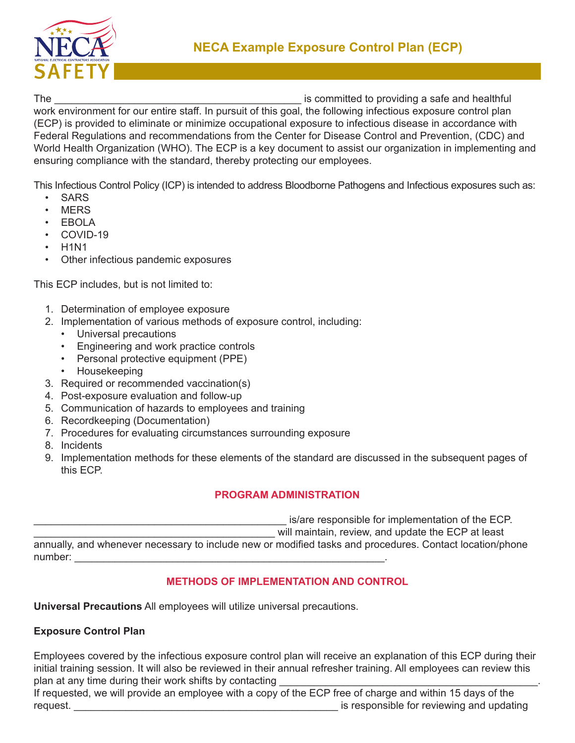# NECA Example Exposure Control Plan (ECP)

The ___________________________________________ is committed to providing a safe and healthful work environment for our entire staff. In pursuit of this goal, the following infectious exposure control plan (ECP) is provided to eliminate or minimize occupational exposure to infectious disease in accordance with Federal Regulations and recommendations from the Center for Disease Control and Prevention, (CDC) and World Health Organization (WHO). The ECP is a key document to assist our organization in implementing and ensuring compliance with the standard, thereby protecting our employees.

This Infectious Control Policy (ICP) is intended to address Bloodborne Pathogens and Infectious exposures such as:

- SARS
- MERS
- EBOLA
- COVID-19
- H1N1
- Other infectious pandemic exposures

This ECP includes, but is not limited to:

1. Determination of employee exposure
2. Implementation of various methods of exposure control, including:
   - Universal precautions
   - Engineering and work practice controls
   - Personal protective equipment (PPE)
   - Housekeeping
3. Required or recommended vaccination(s)
4. Post-exposure evaluation and follow-up
5. Communication of hazards to employees and training
6. Recordkeeping (Documentation)
7. Procedures for evaluating circumstances surrounding exposure
8. Incidents
9. Implementation methods for these elements of the standard are discussed in the subsequent pages of this ECP.

## PROGRAM ADMINISTRATION

____________________________________________ is/are responsible for implementation of the ECP. __________________________________________ will maintain, review, and update the ECP at least annually, and whenever necessary to include new or modified tasks and procedures. Contact location/phone number: _____________________________________________________.

## METHODS OF IMPLEMENTATION AND CONTROL

**Universal Precautions** All employees will utilize universal precautions.

**Exposure Control Plan**

Employees covered by the infectious exposure control plan will receive an explanation of this ECP during their initial training session. It will also be reviewed in their annual refresher training. All employees can review this plan at any time during their work shifts by contacting ____________________________________________. If requested, we will provide an employee with a copy of the ECP free of charge and within 15 days of the request. ______________________________________________ is responsible for reviewing and updating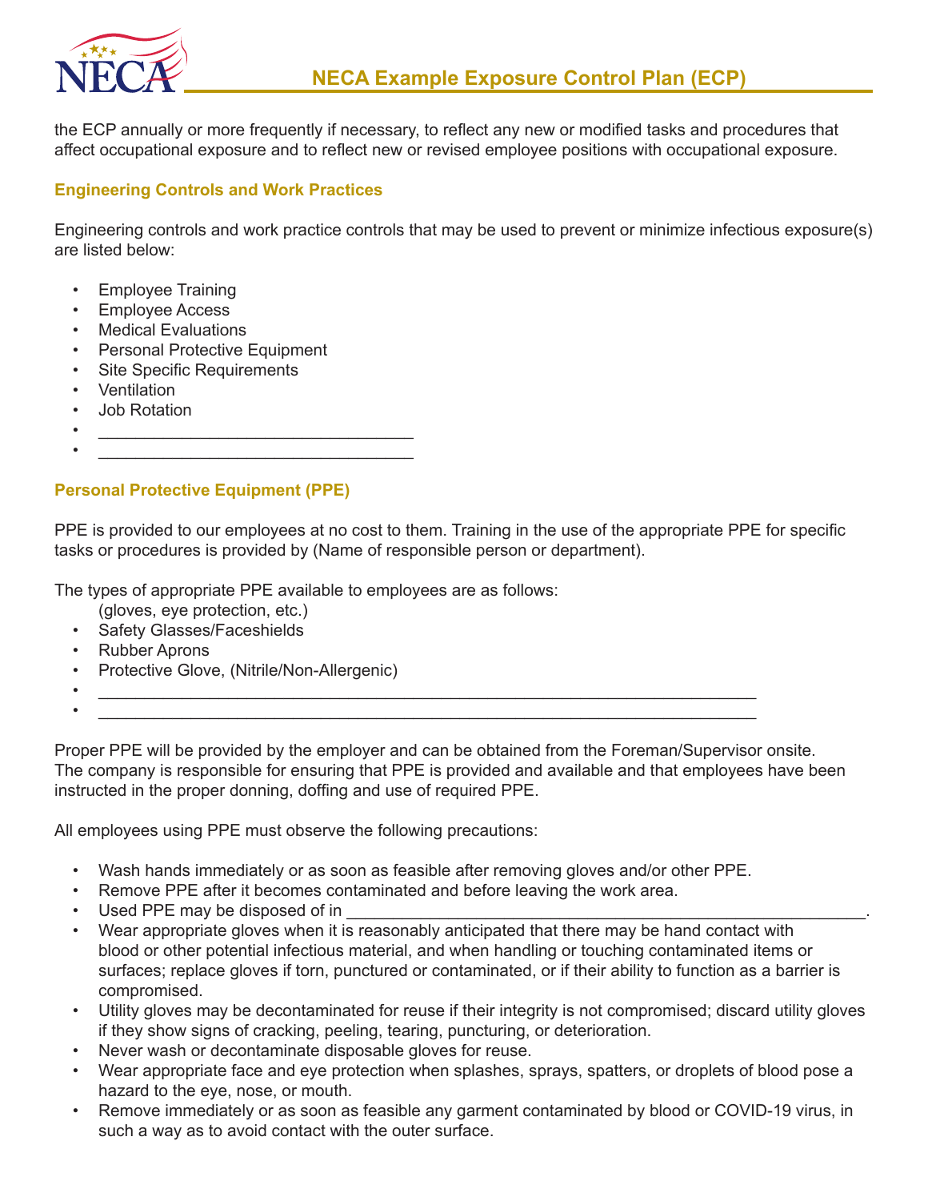the ECP annually or more frequently if necessary, to reflect any new or modified tasks and procedures that affect occupational exposure and to reflect new or revised employee positions with occupational exposure.

## Engineering Controls and Work Practices

Engineering controls and work practice controls that may be used to prevent or minimize infectious exposure(s) are listed below:

- Employee Training
- Employee Access
- Medical Evaluations
- Personal Protective Equipment
- Site Specific Requirements
- Ventilation
- Job Rotation
- ________________________________
- ________________________________

## Personal Protective Equipment (PPE)

PPE is provided to our employees at no cost to them. Training in the use of the appropriate PPE for specific tasks or procedures is provided by (Name of responsible person or department).

The types of appropriate PPE available to employees are as follows:
(gloves, eye protection, etc.)

- Safety Glasses/Faceshields
- Rubber Aprons
- Protective Glove, (Nitrile/Non-Allergenic)
- ____________________________________________________________________
- ____________________________________________________________________

Proper PPE will be provided by the employer and can be obtained from the Foreman/Supervisor onsite. The company is responsible for ensuring that PPE is provided and available and that employees have been instructed in the proper donning, doffing and use of required PPE.

All employees using PPE must observe the following precautions:

- Wash hands immediately or as soon as feasible after removing gloves and/or other PPE.
- Remove PPE after it becomes contaminated and before leaving the work area.
- Used PPE may be disposed of in ____________________________________________________.
- Wear appropriate gloves when it is reasonably anticipated that there may be hand contact with blood or other potential infectious material, and when handling or touching contaminated items or surfaces; replace gloves if torn, punctured or contaminated, or if their ability to function as a barrier is compromised.
- Utility gloves may be decontaminated for reuse if their integrity is not compromised; discard utility gloves if they show signs of cracking, peeling, tearing, puncturing, or deterioration.
- Never wash or decontaminate disposable gloves for reuse.
- Wear appropriate face and eye protection when splashes, sprays, spatters, or droplets of blood pose a hazard to the eye, nose, or mouth.
- Remove immediately or as soon as feasible any garment contaminated by blood or COVID-19 virus, in such a way as to avoid contact with the outer surface.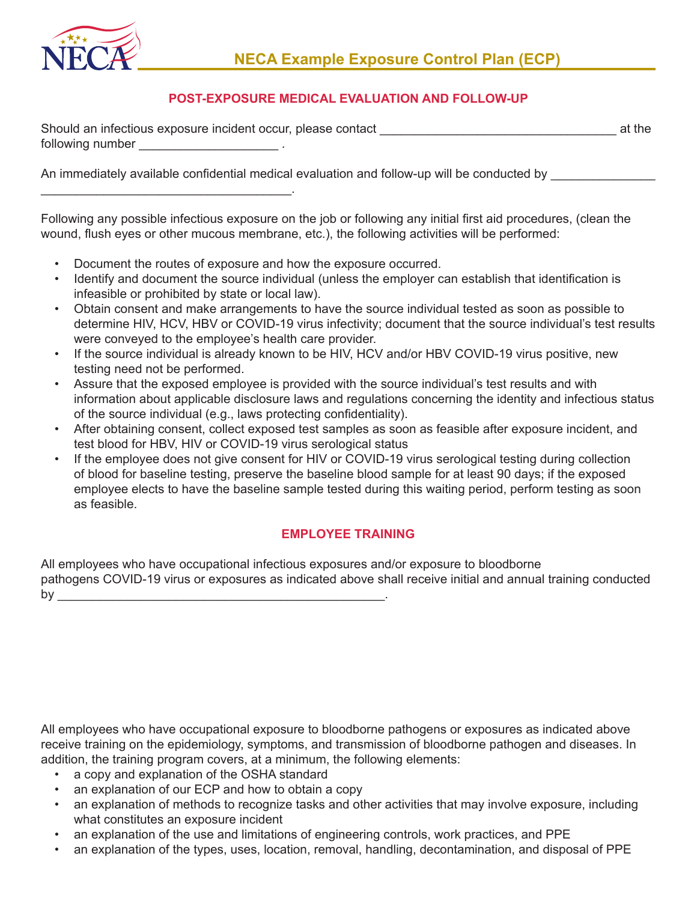## POST-EXPOSURE MEDICAL EVALUATION AND FOLLOW-UP

Should an infectious exposure incident occur, please contact _________________________________ at the following number ___________________ .

An immediately available confidential medical evaluation and follow-up will be conducted by ______________ __________________________________.

Following any possible infectious exposure on the job or following any initial first aid procedures, (clean the wound, flush eyes or other mucous membrane, etc.), the following activities will be performed:

- Document the routes of exposure and how the exposure occurred.
- Identify and document the source individual (unless the employer can establish that identification is infeasible or prohibited by state or local law).
- Obtain consent and make arrangements to have the source individual tested as soon as possible to determine HIV, HCV, HBV or COVID-19 virus infectivity; document that the source individual's test results were conveyed to the employee's health care provider.
- If the source individual is already known to be HIV, HCV and/or HBV COVID-19 virus positive, new testing need not be performed.
- Assure that the exposed employee is provided with the source individual's test results and with information about applicable disclosure laws and regulations concerning the identity and infectious status of the source individual (e.g., laws protecting confidentiality).
- After obtaining consent, collect exposed test samples as soon as feasible after exposure incident, and test blood for HBV, HIV or COVID-19 virus serological status
- If the employee does not give consent for HIV or COVID-19 virus serological testing during collection of blood for baseline testing, preserve the baseline blood sample for at least 90 days; if the exposed employee elects to have the baseline sample tested during this waiting period, perform testing as soon as feasible.

## EMPLOYEE TRAINING

All employees who have occupational infectious exposures and/or exposure to bloodborne pathogens COVID-19 virus or exposures as indicated above shall receive initial and annual training conducted by ______________________________________________.

All employees who have occupational exposure to bloodborne pathogens or exposures as indicated above receive training on the epidemiology, symptoms, and transmission of bloodborne pathogen and diseases. In addition, the training program covers, at a minimum, the following elements:

- a copy and explanation of the OSHA standard
- an explanation of our ECP and how to obtain a copy
- an explanation of methods to recognize tasks and other activities that may involve exposure, including what constitutes an exposure incident
- an explanation of the use and limitations of engineering controls, work practices, and PPE
- an explanation of the types, uses, location, removal, handling, decontamination, and disposal of PPE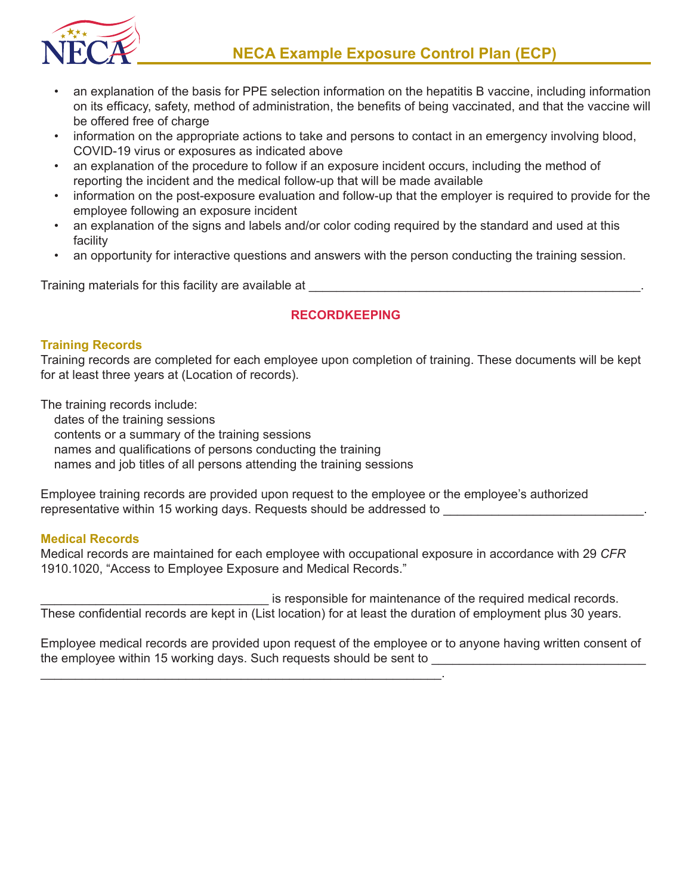- an explanation of the basis for PPE selection information on the hepatitis B vaccine, including information on its efficacy, safety, method of administration, the benefits of being vaccinated, and that the vaccine will be offered free of charge
- information on the appropriate actions to take and persons to contact in an emergency involving blood, COVID-19 virus or exposures as indicated above
- an explanation of the procedure to follow if an exposure incident occurs, including the method of reporting the incident and the medical follow-up that will be made available
- information on the post-exposure evaluation and follow-up that the employer is required to provide for the employee following an exposure incident
- an explanation of the signs and labels and/or color coding required by the standard and used at this facility
- an opportunity for interactive questions and answers with the person conducting the training session.

Training materials for this facility are available at ________________________________________________.

## RECORDKEEPING

### Training Records

Training records are completed for each employee upon completion of training. These documents will be kept for at least three years at (Location of records).

The training records include:

dates of the training sessions
contents or a summary of the training sessions
names and qualifications of persons conducting the training
names and job titles of all persons attending the training sessions

Employee training records are provided upon request to the employee or the employee's authorized representative within 15 working days. Requests should be addressed to ____________________________.

### Medical Records

Medical records are maintained for each employee with occupational exposure in accordance with 29 *CFR* 1910.1020, "Access to Employee Exposure and Medical Records."

________________________________ is responsible for maintenance of the required medical records. These confidential records are kept in (List location) for at least the duration of employment plus 30 years.

Employee medical records are provided upon request of the employee or to anyone having written consent of the employee within 15 working days. Such requests should be sent to ______________________________ __________________________________________________________.